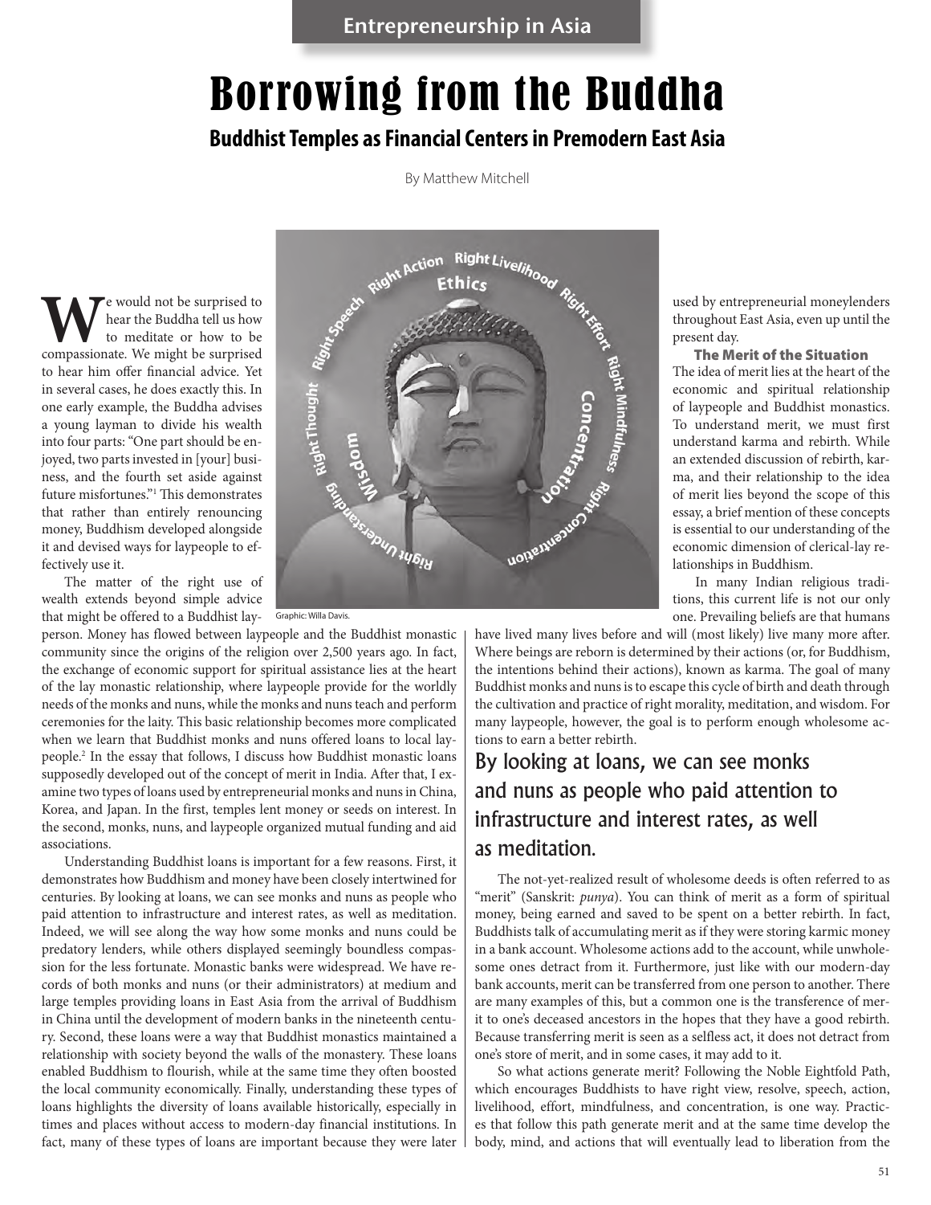Entrepreneurship in Asia

# Borrowing from the Buddha

## Buddhist Temples as Financial Centers in Premodern East Asia

By Matthew Mitchell

We would not be surprised to hear the Buddha tell us how to meditate or how to be compassionate. We might be surprised to hear him offer financial advice. Yet in several cases, he does exactly this. In one early example, the Buddha advises a young layman to divide his wealth into four parts: "One part should be enjoyed, two parts invested in [your] business, and the fourth set aside against future misfortunes."[1] This demonstrates that rather than entirely renouncing money, Buddhism developed alongside it and devised ways for laypeople to effectively use it.

The matter of the right use of wealth extends beyond simple advice that might be offered to a Buddhist layperson. Money has flowed between laypeople and the Buddhist monastic community since the origins of the religion over 2,500 years ago. In fact, the exchange of economic support for spiritual assistance lies at the heart of the lay monastic relationship, where laypeople provide for the worldly needs of the monks and nuns, while the monks and nuns teach and perform ceremonies for the laity. This basic relationship becomes more complicated when we learn that Buddhist monks and nuns offered loans to local laypeople.[2] In the essay that follows, I discuss how Buddhist monastic loans supposedly developed out of the concept of merit in India. After that, I examine two types of loans used by entrepreneurial monks and nuns in China, Korea, and Japan. In the first, temples lent money or seeds on interest. In the second, monks, nuns, and laypeople organized mutual funding and aid associations.

Graphic: Willa Davis.

Understanding Buddhist loans is important for a few reasons. First, it demonstrates how Buddhism and money have been closely intertwined for centuries. By looking at loans, we can see monks and nuns as people who paid attention to infrastructure and interest rates, as well as meditation. Indeed, we will see along the way how some monks and nuns could be predatory lenders, while others displayed seemingly boundless compassion for the less fortunate. Monastic banks were widespread. We have records of both monks and nuns (or their administrators) at medium and large temples providing loans in East Asia from the arrival of Buddhism in China until the development of modern banks in the nineteenth century. Second, these loans were a way that Buddhist monastics maintained a relationship with society beyond the walls of the monastery. These loans enabled Buddhism to flourish, while at the same time they often boosted the local community economically. Finally, understanding these types of loans highlights the diversity of loans available historically, especially in times and places without access to modern-day financial institutions. In fact, many of these types of loans are important because they were later used by entrepreneurial moneylenders throughout East Asia, even up until the present day.

### The Merit of the Situation

The idea of merit lies at the heart of the economic and spiritual relationship of laypeople and Buddhist monastics. To understand merit, we must first understand karma and rebirth. While an extended discussion of rebirth, karma, and their relationship to the idea of merit lies beyond the scope of this essay, a brief mention of these concepts is essential to our understanding of the economic dimension of clerical-lay relationships in Buddhism.

In many Indian religious traditions, this current life is not our only one. Prevailing beliefs are that humans have lived many lives before and will (most likely) live many more after. Where beings are reborn is determined by their actions (or, for Buddhism, the intentions behind their actions), known as karma. The goal of many Buddhist monks and nuns is to escape this cycle of birth and death through the cultivation and practice of right morality, meditation, and wisdom. For many laypeople, however, the goal is to perform enough wholesome actions to earn a better rebirth.

> By looking at loans, we can see monks and nuns as people who paid attention to infrastructure and interest rates, as well as meditation.

The not-yet-realized result of wholesome deeds is often referred to as "merit" (Sanskrit: *punya*). You can think of merit as a form of spiritual money, being earned and saved to be spent on a better rebirth. In fact, Buddhists talk of accumulating merit as if they were storing karmic money in a bank account. Wholesome actions add to the account, while unwholesome ones detract from it. Furthermore, just like with our modern-day bank accounts, merit can be transferred from one person to another. There are many examples of this, but a common one is the transference of merit to one's deceased ancestors in the hopes that they have a good rebirth. Because transferring merit is seen as a selfless act, it does not detract from one's store of merit, and in some cases, it may add to it.

So what actions generate merit? Following the Noble Eightfold Path, which encourages Buddhists to have right view, resolve, speech, action, livelihood, effort, mindfulness, and concentration, is one way. Practices that follow this path generate merit and at the same time develop the body, mind, and actions that will eventually lead to liberation from the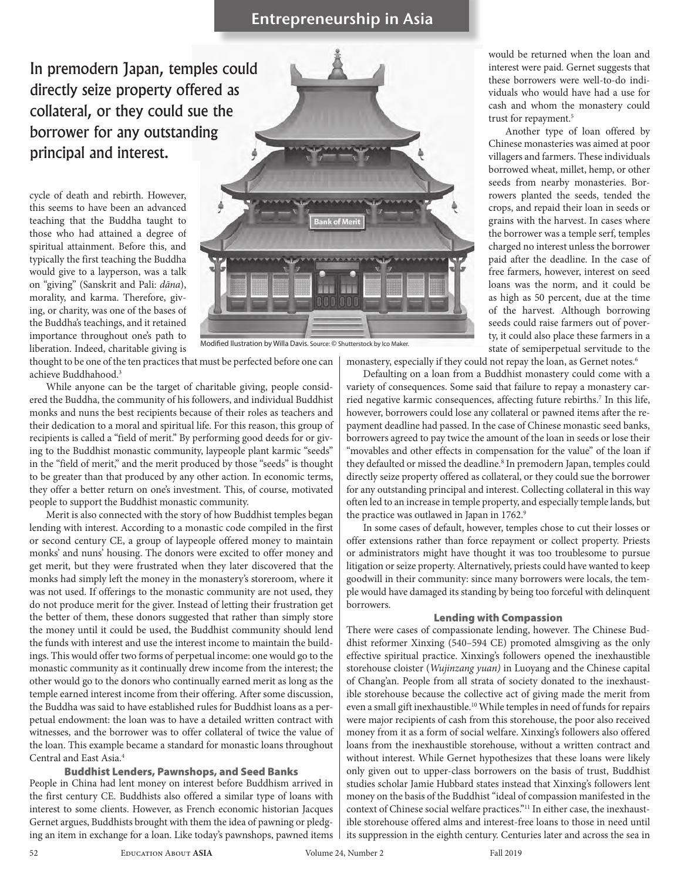> In premodern Japan, temples could directly seize property offered as collateral, or they could sue the borrower for any outstanding principal and interest.

cycle of death and rebirth. However, this seems to have been an advanced teaching that the Buddha taught to those who had attained a degree of spiritual attainment. Before this, and typically the first teaching the Buddha would give to a layperson, was a talk on "giving" (Sanskrit and Pali: *dāna*), morality, and karma. Therefore, giving, or charity, was one of the bases of the Buddha's teachings, and it retained importance throughout one's path to liberation. Indeed, charitable giving is thought to be one of the ten practices that must be perfected before one can achieve Buddhahood.[3]

Modified Illustration by Willa Davis. Source: © Shutterstock by Ico Maker.

While anyone can be the target of charitable giving, people considered the Buddha, the community of his followers, and individual Buddhist monks and nuns the best recipients because of their roles as teachers and their dedication to a moral and spiritual life. For this reason, this group of recipients is called a "field of merit." By performing good deeds for or giving to the Buddhist monastic community, laypeople plant karmic "seeds" in the "field of merit," and the merit produced by those "seeds" is thought to be greater than that produced by any other action. In economic terms, they offer a better return on one's investment. This, of course, motivated people to support the Buddhist monastic community.

Merit is also connected with the story of how Buddhist temples began lending with interest. According to a monastic code compiled in the first or second century CE, a group of laypeople offered money to maintain monks' and nuns' housing. The donors were excited to offer money and get merit, but they were frustrated when they later discovered that the monks had simply left the money in the monastery's storeroom, where it was not used. If offerings to the monastic community are not used, they do not produce merit for the giver. Instead of letting their frustration get the better of them, these donors suggested that rather than simply store the money until it could be used, the Buddhist community should lend the funds with interest and use the interest income to maintain the buildings. This would offer two forms of perpetual income: one would go to the monastic community as it continually drew income from the interest; the other would go to the donors who continually earned merit as long as the temple earned interest income from their offering. After some discussion, the Buddha was said to have established rules for Buddhist loans as a perpetual endowment: the loan was to have a detailed written contract with witnesses, and the borrower was to offer collateral of twice the value of the loan. This example became a standard for monastic loans throughout Central and East Asia.[4]

### Buddhist Lenders, Pawnshops, and Seed Banks

People in China had lent money on interest before Buddhism arrived in the first century CE. Buddhists also offered a similar type of loans with interest to some clients. However, as French economic historian Jacques Gernet argues, Buddhists brought with them the idea of pawning or pledging an item in exchange for a loan. Like today's pawnshops, pawned items would be returned when the loan and interest were paid. Gernet suggests that these borrowers were well-to-do individuals who would have had a use for cash and whom the monastery could trust for repayment.[5]

Another type of loan offered by Chinese monasteries was aimed at poor villagers and farmers. These individuals borrowed wheat, millet, hemp, or other seeds from nearby monasteries. Borrowers planted the seeds, tended the crops, and repaid their loan in seeds or grains with the harvest. In cases where the borrower was a temple serf, temples charged no interest unless the borrower paid after the deadline. In the case of free farmers, however, interest on seed loans was the norm, and it could be as high as 50 percent, due at the time of the harvest. Although borrowing seeds could raise farmers out of poverty, it could also place these farmers in a state of semiperpetual servitude to the monastery, especially if they could not repay the loan, as Gernet notes.[6]

Defaulting on a loan from a Buddhist monastery could come with a variety of consequences. Some said that failure to repay a monastery carried negative karmic consequences, affecting future rebirths.[7] In this life, however, borrowers could lose any collateral or pawned items after the repayment deadline had passed. In the case of Chinese monastic seed banks, borrowers agreed to pay twice the amount of the loan in seeds or lose their "movables and other effects in compensation for the value" of the loan if they defaulted or missed the deadline.[8] In premodern Japan, temples could directly seize property offered as collateral, or they could sue the borrower for any outstanding principal and interest. Collecting collateral in this way often led to an increase in temple property, and especially temple lands, but the practice was outlawed in Japan in 1762.[9]

In some cases of default, however, temples chose to cut their losses or offer extensions rather than force repayment or collect property. Priests or administrators might have thought it was too troublesome to pursue litigation or seize property. Alternatively, priests could have wanted to keep goodwill in their community: since many borrowers were locals, the temple would have damaged its standing by being too forceful with delinquent borrowers.

### Lending with Compassion

There were cases of compassionate lending, however. The Chinese Buddhist reformer Xinxing (540–594 CE) promoted almsgiving as the only effective spiritual practice. Xinxing's followers opened the inexhaustible storehouse cloister (*Wujinzang yuan)* in Luoyang and the Chinese capital of Chang'an. People from all strata of society donated to the inexhaustible storehouse because the collective act of giving made the merit from even a small gift inexhaustible.[10] While temples in need of funds for repairs were major recipients of cash from this storehouse, the poor also received money from it as a form of social welfare. Xinxing's followers also offered loans from the inexhaustible storehouse, without a written contract and without interest. While Gernet hypothesizes that these loans were likely only given out to upper-class borrowers on the basis of trust, Buddhist studies scholar Jamie Hubbard states instead that Xinxing's followers lent money on the basis of the Buddhist "ideal of compassion manifested in the context of Chinese social welfare practices."[11] In either case, the inexhaustible storehouse offered alms and interest-free loans to those in need until its suppression in the eighth century. Centuries later and across the sea in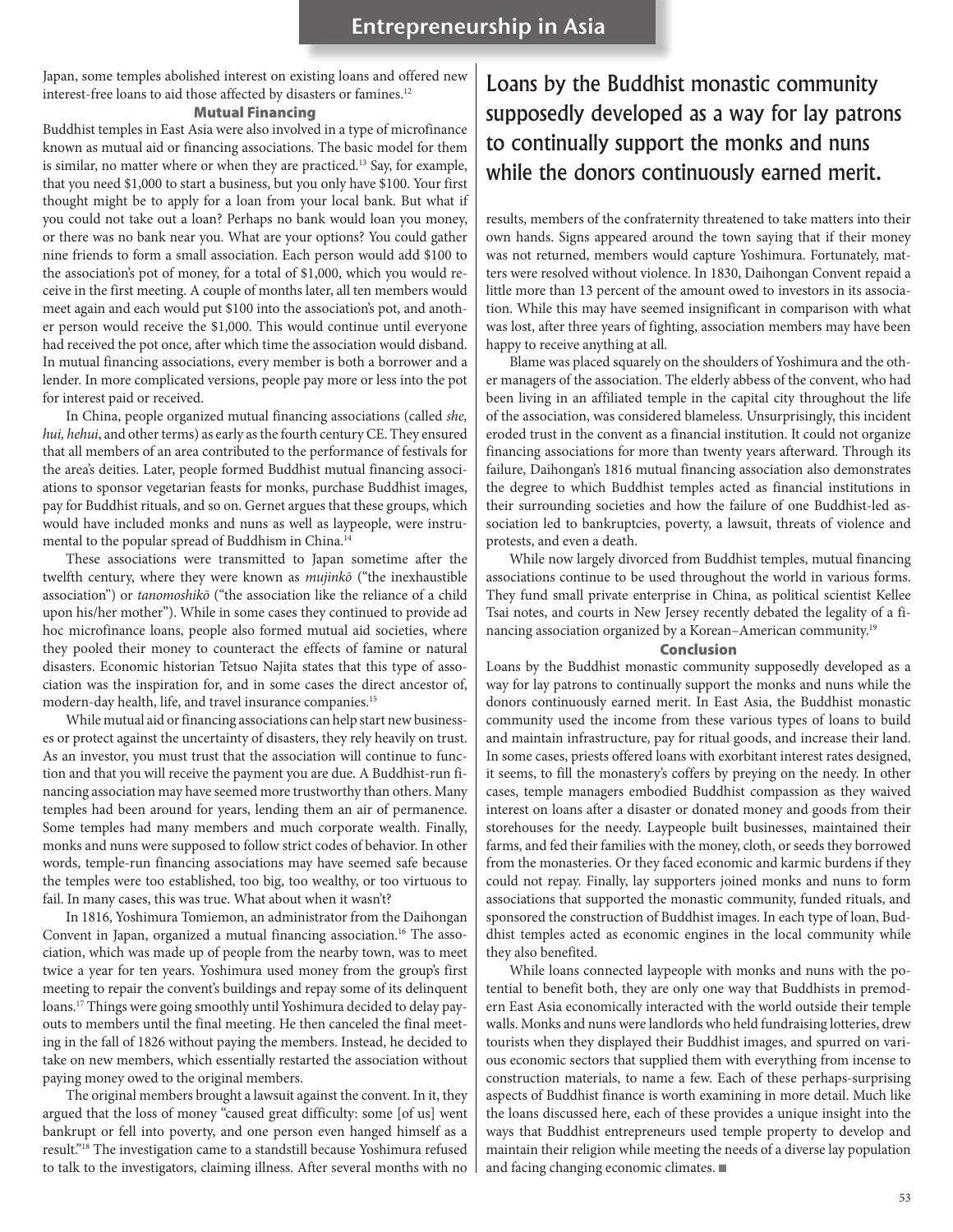Japan, some temples abolished interest on existing loans and offered new interest-free loans to aid those affected by disasters or famines.[12]

### Mutual Financing

Buddhist temples in East Asia were also involved in a type of microfinance known as mutual aid or financing associations. The basic model for them is similar, no matter where or when they are practiced.[13] Say, for example, that you need $1,000 to start a business, but you only have $100. Your first thought might be to apply for a loan from your local bank. But what if you could not take out a loan? Perhaps no bank would loan you money, or there was no bank near you. What are your options? You could gather nine friends to form a small association. Each person would add $100 to the association's pot of money, for a total of $1,000, which you would receive in the first meeting. A couple of months later, all ten members would meet again and each would put $100 into the association's pot, and another person would receive the $1,000. This would continue until everyone had received the pot once, after which time the association would disband. In mutual financing associations, every member is both a borrower and a lender. In more complicated versions, people pay more or less into the pot for interest paid or received.

In China, people organized mutual financing associations (called *she, hui, hehui*, and other terms) as early as the fourth century CE. They ensured that all members of an area contributed to the performance of festivals for the area's deities. Later, people formed Buddhist mutual financing associations to sponsor vegetarian feasts for monks, purchase Buddhist images, pay for Buddhist rituals, and so on. Gernet argues that these groups, which would have included monks and nuns as well as laypeople, were instrumental to the popular spread of Buddhism in China.[14]

These associations were transmitted to Japan sometime after the twelfth century, where they were known as *mujinkō* ("the inexhaustible association") or *tanomoshikō* ("the association like the reliance of a child upon his/her mother"). While in some cases they continued to provide ad hoc microfinance loans, people also formed mutual aid societies, where they pooled their money to counteract the effects of famine or natural disasters. Economic historian Tetsuo Najita states that this type of association was the inspiration for, and in some cases the direct ancestor of, modern-day health, life, and travel insurance companies.[15]

While mutual aid or financing associations can help start new businesses or protect against the uncertainty of disasters, they rely heavily on trust. As an investor, you must trust that the association will continue to function and that you will receive the payment you are due. A Buddhist-run financing association may have seemed more trustworthy than others. Many temples had been around for years, lending them an air of permanence. Some temples had many members and much corporate wealth. Finally, monks and nuns were supposed to follow strict codes of behavior. In other words, temple-run financing associations may have seemed safe because the temples were too established, too big, too wealthy, or too virtuous to fail. In many cases, this was true. What about when it wasn't?

In 1816, Yoshimura Tomiemon, an administrator from the Daihongan Convent in Japan, organized a mutual financing association.[16] The association, which was made up of people from the nearby town, was to meet twice a year for ten years. Yoshimura used money from the group's first meeting to repair the convent's buildings and repay some of its delinquent loans.[17] Things were going smoothly until Yoshimura decided to delay payouts to members until the final meeting. He then canceled the final meeting in the fall of 1826 without paying the members. Instead, he decided to take on new members, which essentially restarted the association without paying money owed to the original members.

The original members brought a lawsuit against the convent. In it, they argued that the loss of money "caused great difficulty: some [of us] went bankrupt or fell into poverty, and one person even hanged himself as a result."[18] The investigation came to a standstill because Yoshimura refused to talk to the investigators, claiming illness. After several months with no results, members of the confraternity threatened to take matters into their own hands. Signs appeared around the town saying that if their money was not returned, members would capture Yoshimura. Fortunately, matters were resolved without violence. In 1830, Daihongan Convent repaid a little more than 13 percent of the amount owed to investors in its association. While this may have seemed insignificant in comparison with what was lost, after three years of fighting, association members may have been happy to receive anything at all.

Blame was placed squarely on the shoulders of Yoshimura and the other managers of the association. The elderly abbess of the convent, who had been living in an affiliated temple in the capital city throughout the life of the association, was considered blameless. Unsurprisingly, this incident eroded trust in the convent as a financial institution. It could not organize financing associations for more than twenty years afterward. Through its failure, Daihongan's 1816 mutual financing association also demonstrates the degree to which Buddhist temples acted as financial institutions in their surrounding societies and how the failure of one Buddhist-led association led to bankruptcies, poverty, a lawsuit, threats of violence and protests, and even a death.

While now largely divorced from Buddhist temples, mutual financing associations continue to be used throughout the world in various forms. They fund small private enterprise in China, as political scientist Kellee Tsai notes, and courts in New Jersey recently debated the legality of a financing association organized by a Korean–American community.[19]

### Conclusion

Loans by the Buddhist monastic community supposedly developed as a way for lay patrons to continually support the monks and nuns while the donors continuously earned merit. In East Asia, the Buddhist monastic community used the income from these various types of loans to build and maintain infrastructure, pay for ritual goods, and increase their land. In some cases, priests offered loans with exorbitant interest rates designed, it seems, to fill the monastery's coffers by preying on the needy. In other cases, temple managers embodied Buddhist compassion as they waived interest on loans after a disaster or donated money and goods from their storehouses for the needy. Laypeople built businesses, maintained their farms, and fed their families with the money, cloth, or seeds they borrowed from the monasteries. Or they faced economic and karmic burdens if they could not repay. Finally, lay supporters joined monks and nuns to form associations that supported the monastic community, funded rituals, and sponsored the construction of Buddhist images. In each type of loan, Buddhist temples acted as economic engines in the local community while they also benefited.

While loans connected laypeople with monks and nuns with the potential to benefit both, they are only one way that Buddhists in premodern East Asia economically interacted with the world outside their temple walls. Monks and nuns were landlords who held fundraising lotteries, drew tourists when they displayed their Buddhist images, and spurred on various economic sectors that supplied them with everything from incense to construction materials, to name a few. Each of these perhaps-surprising aspects of Buddhist finance is worth examining in more detail. Much like the loans discussed here, each of these provides a unique insight into the ways that Buddhist entrepreneurs used temple property to develop and maintain their religion while meeting the needs of a diverse lay population and facing changing economic climates. ■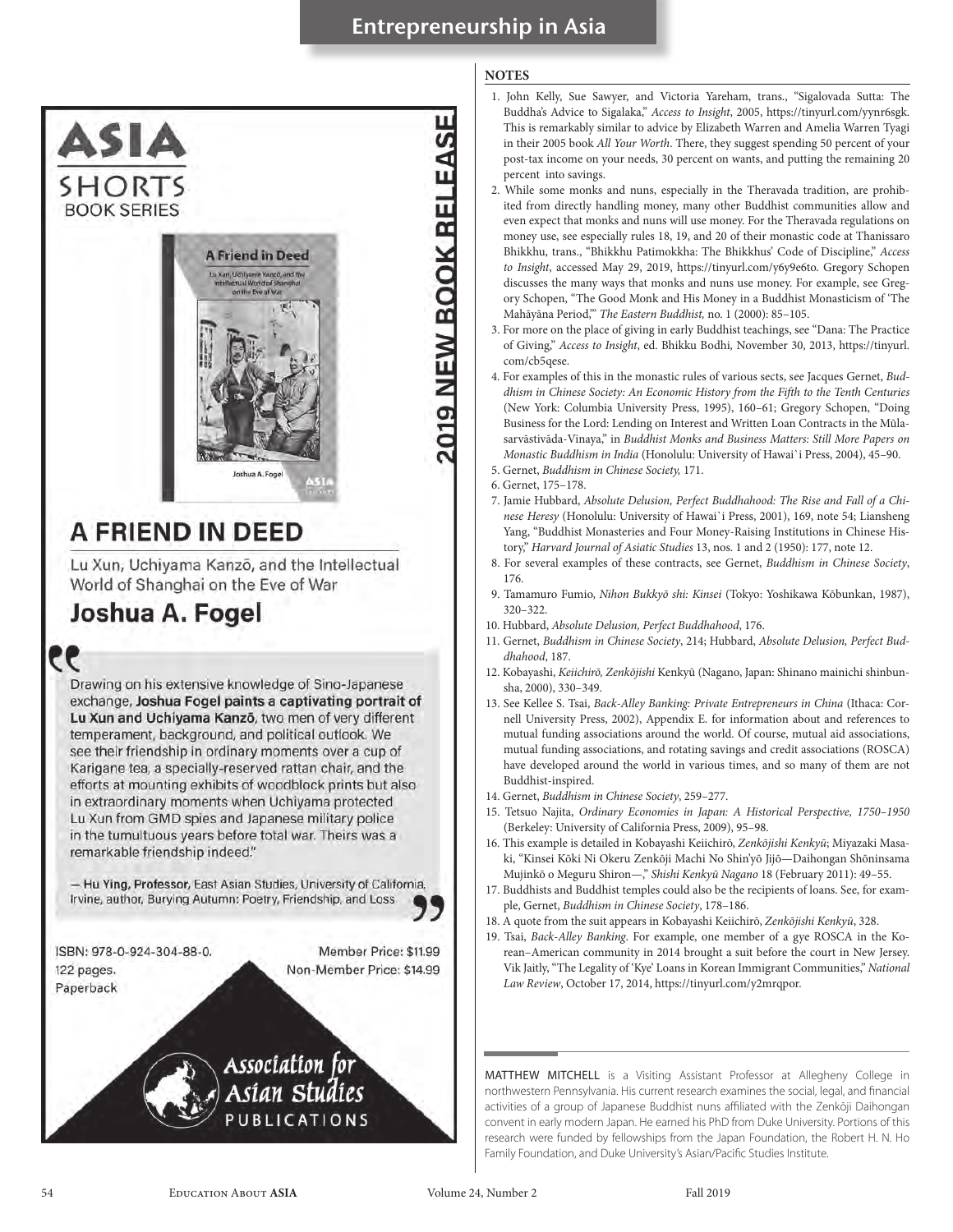ASIA SHORTS BOOK SERIES

2019 NEW BOOK RELEASE

# A FRIEND IN DEED

Lu Xun, Uchiyama Kanzō, and the Intellectual World of Shanghai on the Eve of War

## Joshua A. Fogel

"Drawing on his extensive knowledge of Sino-Japanese exchange, **Joshua Fogel paints a captivating portrait of Lu Xun and Uchiyama Kanzō**, two men of very different temperament, background, and political outlook. We see their friendship in ordinary moments over a cup of Karigane tea, a specially-reserved rattan chair, and the efforts at mounting exhibits of woodblock prints but also in extraordinary moments when Uchiyama protected Lu Xun from GMD spies and Japanese military police in the tumultuous years before total war. Theirs was a remarkable friendship indeed."

— **Hu Ying, Professor,** East Asian Studies, University of California, Irvine, author, Burying Autumn: Poetry, Friendship, and Loss

ISBN: 978-0-924-304-88-0.
122 pages.
Paperback

Member Price: $11.99
Non-Member Price: $14.99

Association for Asian Studies PUBLICATIONS

## NOTES

1. John Kelly, Sue Sawyer, and Victoria Yareham, trans., "Sigalovada Sutta: The Buddha's Advice to Sigalaka," *Access to Insight*, 2005, https://tinyurl.com/yynr6sgk. This is remarkably similar to advice by Elizabeth Warren and Amelia Warren Tyagi in their 2005 book *All Your Worth*. There, they suggest spending 50 percent of your post-tax income on your needs, 30 percent on wants, and putting the remaining 20 percent into savings.
2. While some monks and nuns, especially in the Theravada tradition, are prohibited from directly handling money, many other Buddhist communities allow and even expect that monks and nuns will use money. For the Theravada regulations on money use, see especially rules 18, 19, and 20 of their monastic code at Thanissaro Bhikkhu, trans., "Bhikkhu Patimokkha: The Bhikkhus' Code of Discipline," *Access to Insight*, accessed May 29, 2019, https://tinyurl.com/y6y9e6to. Gregory Schopen discusses the many ways that monks and nuns use money. For example, see Gregory Schopen, "The Good Monk and His Money in a Buddhist Monasticism of 'The Mahāyāna Period,'" *The Eastern Buddhist,* no. 1 (2000): 85–105.
3. For more on the place of giving in early Buddhist teachings, see "Dana: The Practice of Giving," *Access to Insight*, ed. Bhikku Bodhi, November 30, 2013, https://tinyurl.com/cb5qese.
4. For examples of this in the monastic rules of various sects, see Jacques Gernet, *Buddhism in Chinese Society: An Economic History from the Fifth to the Tenth Centuries* (New York: Columbia University Press, 1995), 160–61; Gregory Schopen, "Doing Business for the Lord: Lending on Interest and Written Loan Contracts in the Mūlasarvāstivāda-Vinaya," in *Buddhist Monks and Business Matters: Still More Papers on Monastic Buddhism in India* (Honolulu: University of Hawai`i Press, 2004), 45–90.
5. Gernet, *Buddhism in Chinese Society,* 171.
6. Gernet, 175–178.
7. Jamie Hubbard, *Absolute Delusion, Perfect Buddhahood: The Rise and Fall of a Chinese Heresy* (Honolulu: University of Hawai`i Press, 2001), 169, note 54; Liansheng Yang, "Buddhist Monasteries and Four Money-Raising Institutions in Chinese History," *Harvard Journal of Asiatic Studies* 13, nos. 1 and 2 (1950): 177, note 12.
8. For several examples of these contracts, see Gernet, *Buddhism in Chinese Society*, 176.
9. Tamamuro Fumio, *Nihon Bukkyō shi: Kinsei* (Tokyo: Yoshikawa Kōbunkan, 1987), 320–322.
10. Hubbard, *Absolute Delusion, Perfect Buddhahood*, 176.
11. Gernet, *Buddhism in Chinese Society*, 214; Hubbard, *Absolute Delusion, Perfect Buddhahood*, 187.
12. Kobayashi, *Keiichirō, Zenkōjishi* Kenkyū (Nagano, Japan: Shinano mainichi shinbunsha, 2000), 330–349.
13. See Kellee S. Tsai, *Back-Alley Banking: Private Entrepreneurs in China* (Ithaca: Cornell University Press, 2002), Appendix E. for information about and references to mutual funding associations around the world. Of course, mutual aid associations, mutual funding associations, and rotating savings and credit associations (ROSCA) have developed around the world in various times, and so many of them are not Buddhist-inspired.
14. Gernet, *Buddhism in Chinese Society*, 259–277.
15. Tetsuo Najita, *Ordinary Economies in Japan: A Historical Perspective, 1750–1950* (Berkeley: University of California Press, 2009), 95–98.
16. This example is detailed in Kobayashi Keiichirō, *Zenkōjishi Kenkyū*; Miyazaki Masaki, "Kinsei Kōki Ni Okeru Zenkōji Machi No Shin'yō Jijō—Daihongan Shōninsama Mujinkō o Meguru Shiron—," *Shishi Kenkyū Nagano* 18 (February 2011): 49–55.
17. Buddhists and Buddhist temples could also be the recipients of loans. See, for example, Gernet, *Buddhism in Chinese Society*, 178–186.
18. A quote from the suit appears in Kobayashi Keiichirō, *Zenkōjishi Kenkyū*, 328.
19. Tsai, *Back-Alley Banking*. For example, one member of a gye ROSCA in the Korean–American community in 2014 brought a suit before the court in New Jersey. Vik Jaitly, "The Legality of 'Kye' Loans in Korean Immigrant Communities," *National Law Review*, October 17, 2014, https://tinyurl.com/y2mrqpor.

MATTHEW MITCHELL is a Visiting Assistant Professor at Allegheny College in northwestern Pennsylvania. His current research examines the social, legal, and financial activities of a group of Japanese Buddhist nuns affiliated with the Zenkōji Daihongan convent in early modern Japan. He earned his PhD from Duke University. Portions of this research were funded by fellowships from the Japan Foundation, the Robert H. N. Ho Family Foundation, and Duke University's Asian/Pacific Studies Institute.